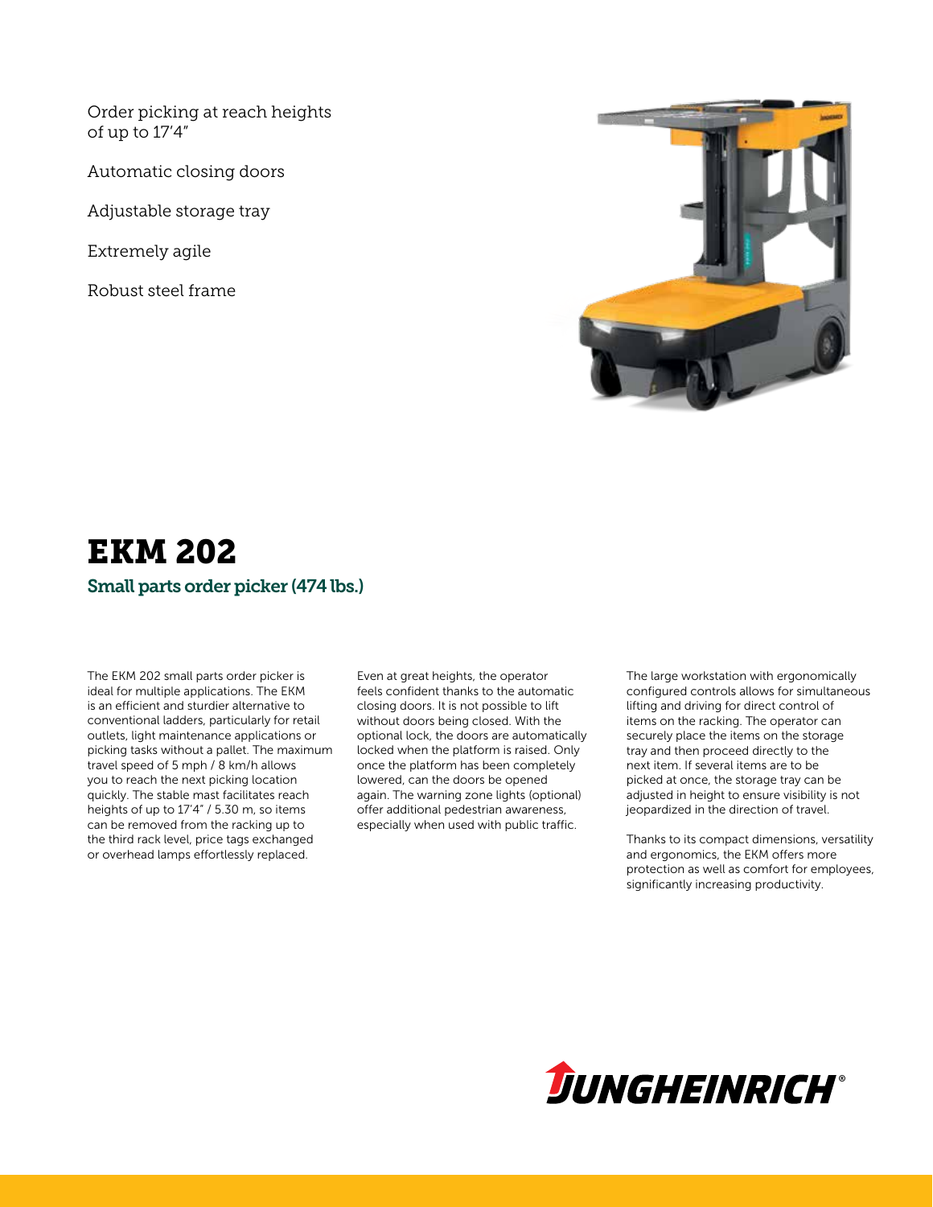Order picking at reach heights of up to 17'4"

Automatic closing doors

Adjustable storage tray

Extremely agile

Robust steel frame

# EKM 202

## Small parts order picker (474 lbs.)

The EKM 202 small parts order picker is ideal for multiple applications. The EKM is an efficient and sturdier alternative to conventional ladders, particularly for retail outlets, light maintenance applications or picking tasks without a pallet. The maximum travel speed of 5 mph / 8 km/h allows you to reach the next picking location quickly. The stable mast facilitates reach heights of up to 17'4" / 5.30 m, so items can be removed from the racking up to the third rack level, price tags exchanged or overhead lamps effortlessly replaced.

Even at great heights, the operator feels confident thanks to the automatic closing doors. It is not possible to lift without doors being closed. With the optional lock, the doors are automatically locked when the platform is raised. Only once the platform has been completely lowered, can the doors be opened again. The warning zone lights (optional) offer additional pedestrian awareness, especially when used with public traffic.

The large workstation with ergonomically configured controls allows for simultaneous lifting and driving for direct control of items on the racking. The operator can securely place the items on the storage tray and then proceed directly to the next item. If several items are to be picked at once, the storage tray can be adjusted in height to ensure visibility is not jeopardized in the direction of travel.

Thanks to its compact dimensions, versatility and ergonomics, the EKM offers more protection as well as comfort for employees, significantly increasing productivity.

JUNGHEINRICH®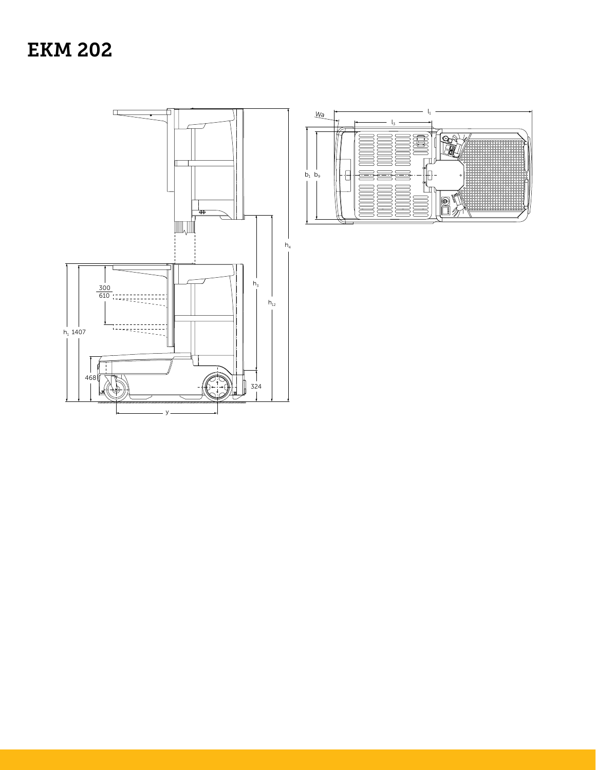# EKM 202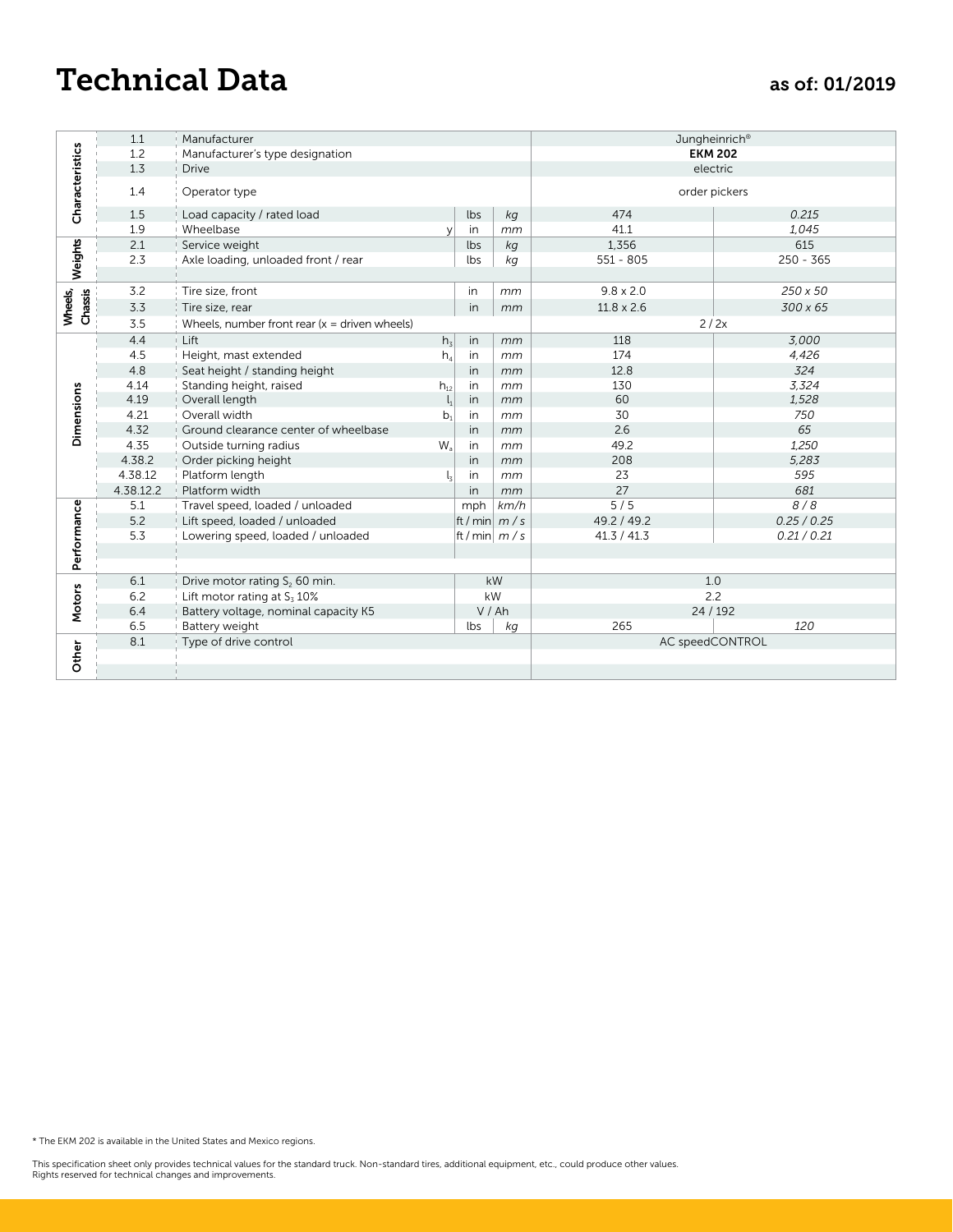# Technical Data

as of: 01/2019

| Section | No. | Description | Symbol | Unit | Unit (metric) | Imperial | Metric |
|---|---|---|---|---|---|---|---|
| Characteristics | 1.1 | Manufacturer | | | | Jungheinrich® | |
| | 1.2 | Manufacturer's type designation | | | | **EKM 202** | |
| | 1.3 | Drive | | | | electric | |
| | 1.4 | Operator type | | | | order pickers | |
| | 1.5 | Load capacity / rated load | | lbs | *kg* | 474 | *0.215* |
| | 1.9 | Wheelbase | y | in | *mm* | 41.1 | *1,045* |
| Weights | 2.1 | Service weight | | lbs | *kg* | 1,356 | 615 |
| | 2.3 | Axle loading, unloaded front / rear | | lbs | *kg* | 551 - 805 | 250 - 365 |
| Wheels, Chassis | 3.2 | Tire size, front | | in | *mm* | 9.8 x 2.0 | *250 x 50* |
| | 3.3 | Tire size, rear | | in | *mm* | 11.8 x 2.6 | *300 x 65* |
| | 3.5 | Wheels, number front rear (x = driven wheels) | | | | 2 / 2x | |
| Dimensions | 4.4 | Lift | $h_3$ | in | *mm* | 118 | *3,000* |
| | 4.5 | Height, mast extended | $h_4$ | in | *mm* | 174 | *4,426* |
| | 4.8 | Seat height / standing height | | in | *mm* | 12.8 | *324* |
| | 4.14 | Standing height, raised | $h_{12}$ | in | *mm* | 130 | *3,324* |
| | 4.19 | Overall length | $l_1$ | in | *mm* | 60 | *1,528* |
| | 4.21 | Overall width | $b_1$ | in | *mm* | 30 | *750* |
| | 4.32 | Ground clearance center of wheelbase | | in | *mm* | 2.6 | *65* |
| | 4.35 | Outside turning radius | $W_a$ | in | *mm* | 49.2 | *1,250* |
| | 4.38.2 | Order picking height | | in | *mm* | 208 | *5,283* |
| | 4.38.12 | Platform length | $l_3$ | in | *mm* | 23 | *595* |
| | 4.38.12.2 | Platform width | | in | *mm* | 27 | *681* |
| Performance | 5.1 | Travel speed, loaded / unloaded | | mph | *km/h* | 5 / 5 | *8 / 8* |
| | 5.2 | Lift speed, loaded / unloaded | | ft / min | *m / s* | 49.2 / 49.2 | *0.25 / 0.25* |
| | 5.3 | Lowering speed, loaded / unloaded | | ft / min | *m / s* | 41.3 / 41.3 | *0.21 / 0.21* |
| Motors | 6.1 | Drive motor rating $S_2$ 60 min. | | kW | | 1.0 | |
| | 6.2 | Lift motor rating at $S_3$ 10% | | kW | | 2.2 | |
| | 6.4 | Battery voltage, nominal capacity K5 | | V / Ah | | 24 / 192 | |
| | 6.5 | Battery weight | | lbs | *kg* | 265 | *120* |
| Other | 8.1 | Type of drive control | | | | AC speedCONTROL | |

* The EKM 202 is available in the United States and Mexico regions.

This specification sheet only provides technical values for the standard truck. Non-standard tires, additional equipment, etc., could produce other values.
Rights reserved for technical changes and improvements.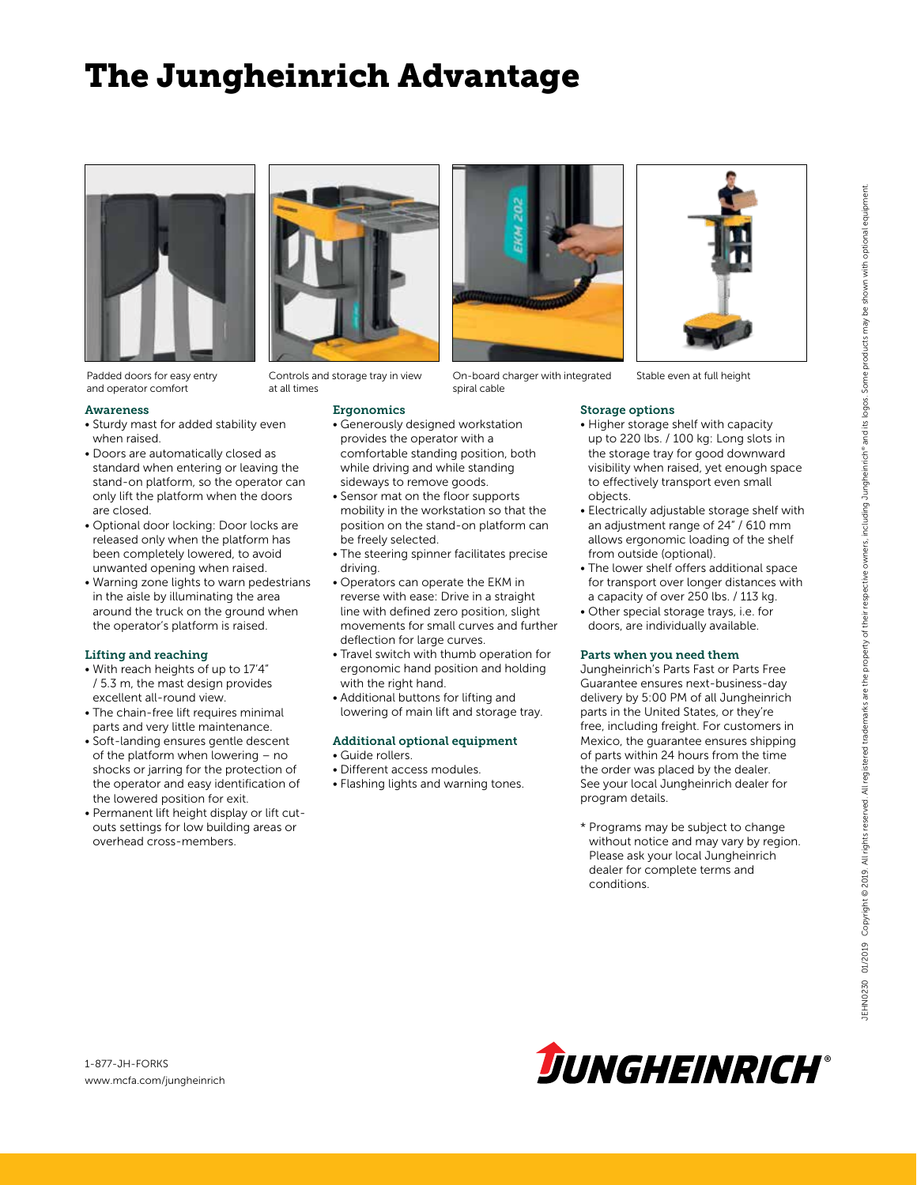# The Jungheinrich Advantage

Padded doors for easy entry and operator comfort

Controls and storage tray in view at all times

On-board charger with integrated spiral cable

Stable even at full height

### Awareness

- Sturdy mast for added stability even when raised.
- Doors are automatically closed as standard when entering or leaving the stand-on platform, so the operator can only lift the platform when the doors are closed.
- Optional door locking: Door locks are released only when the platform has been completely lowered, to avoid unwanted opening when raised.
- Warning zone lights to warn pedestrians in the aisle by illuminating the area around the truck on the ground when the operator's platform is raised.

### Lifting and reaching

- With reach heights of up to 17'4" / 5.3 m, the mast design provides excellent all-round view.
- The chain-free lift requires minimal parts and very little maintenance.
- Soft-landing ensures gentle descent of the platform when lowering – no shocks or jarring for the protection of the operator and easy identification of the lowered position for exit.
- Permanent lift height display or lift cut-outs settings for low building areas or overhead cross-members.

### Ergonomics

- Generously designed workstation provides the operator with a comfortable standing position, both while driving and while standing sideways to remove goods.
- Sensor mat on the floor supports mobility in the workstation so that the position on the stand-on platform can be freely selected.
- The steering spinner facilitates precise driving.
- Operators can operate the EKM in reverse with ease: Drive in a straight line with defined zero position, slight movements for small curves and further deflection for large curves.
- Travel switch with thumb operation for ergonomic hand position and holding with the right hand.
- Additional buttons for lifting and lowering of main lift and storage tray.

### Additional optional equipment

- Guide rollers.
- Different access modules.
- Flashing lights and warning tones.

### Storage options

- Higher storage shelf with capacity up to 220 lbs. / 100 kg: Long slots in the storage tray for good downward visibility when raised, yet enough space to effectively transport even small objects.
- Electrically adjustable storage shelf with an adjustment range of 24" / 610 mm allows ergonomic loading of the shelf from outside (optional).
- The lower shelf offers additional space for transport over longer distances with a capacity of over 250 lbs. / 113 kg.
- Other special storage trays, i.e. for doors, are individually available.

### Parts when you need them

Jungheinrich's Parts Fast or Parts Free Guarantee ensures next-business-day delivery by 5:00 PM of all Jungheinrich parts in the United States, or they're free, including freight. For customers in Mexico, the guarantee ensures shipping of parts within 24 hours from the time the order was placed by the dealer. See your local Jungheinrich dealer for program details.

\* Programs may be subject to change without notice and may vary by region. Please ask your local Jungheinrich dealer for complete terms and conditions.

1-877-JH-FORKS
www.mcfa.com/jungheinrich

JUNGHEINRICH®

JEHN0230 01/2019 Copyright © 2019. All rights reserved. All registered trademarks are the property of their respective owners, including Jungheinrich® and its logos. Some products may be shown with optional equipment.